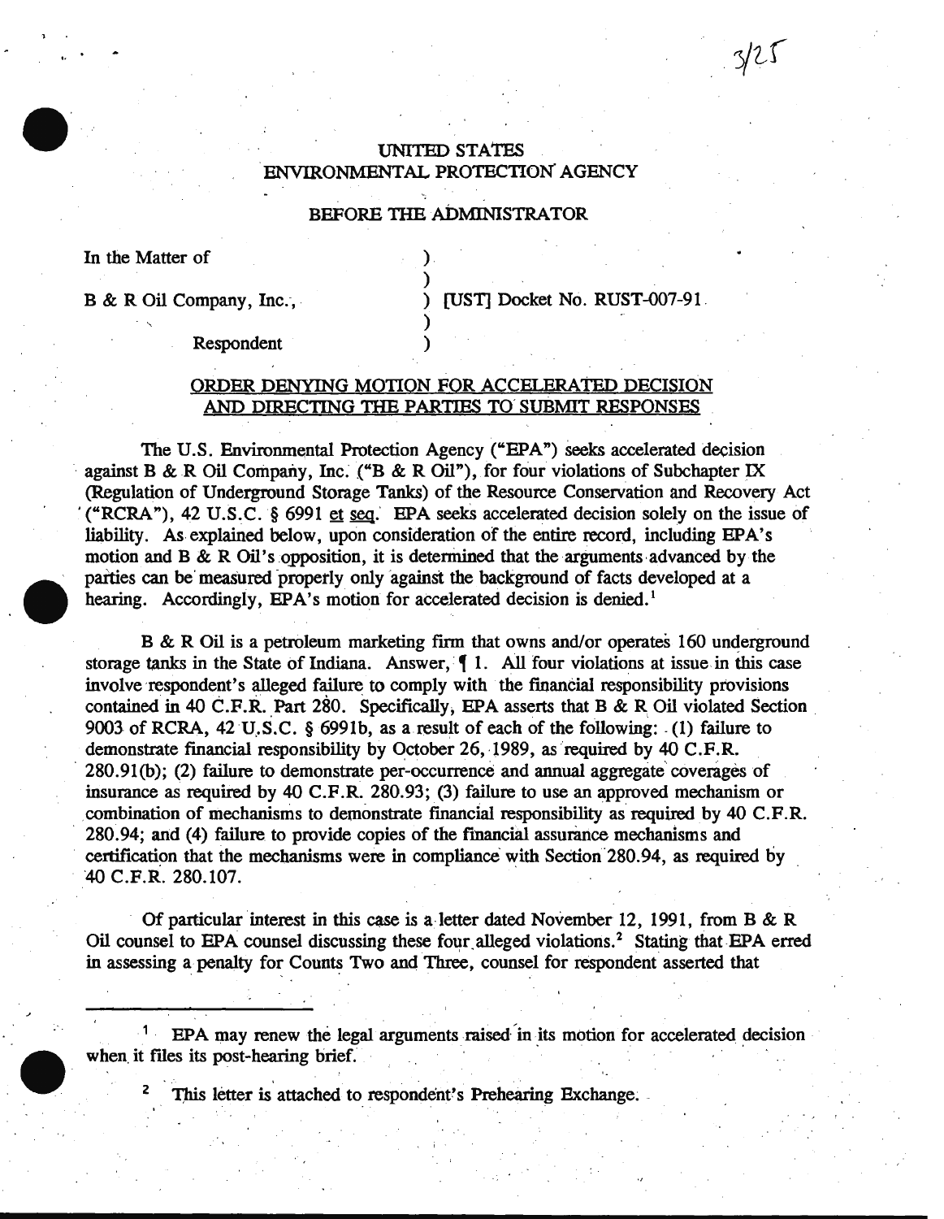3/25

UNITED STATES
ENVIRONMENTAL PROTECTION AGENCY

BEFORE THE ADMINISTRATOR

In the Matter of

B & R Oil Company, Inc.,

Respondent

[UST] Docket No. RUST-007-91

## ORDER DENYING MOTION FOR ACCELERATED DECISION AND DIRECTING THE PARTIES TO SUBMIT RESPONSES

The U.S. Environmental Protection Agency ("EPA") seeks accelerated decision against B & R Oil Company, Inc. ("B & R Oil"), for four violations of Subchapter IX (Regulation of Underground Storage Tanks) of the Resource Conservation and Recovery Act ("RCRA"), 42 U.S.C. § 6991 et seq. EPA seeks accelerated decision solely on the issue of liability. As explained below, upon consideration of the entire record, including EPA's motion and B & R Oil's opposition, it is determined that the arguments advanced by the parties can be measured properly only against the background of facts developed at a hearing. Accordingly, EPA's motion for accelerated decision is denied.[1]

B & R Oil is a petroleum marketing firm that owns and/or operates 160 underground storage tanks in the State of Indiana. Answer, ¶ 1. All four violations at issue in this case involve respondent's alleged failure to comply with the financial responsibility provisions contained in 40 C.F.R. Part 280. Specifically, EPA asserts that B & R Oil violated Section 9003 of RCRA, 42 U.S.C. § 6991b, as a result of each of the following: (1) failure to demonstrate financial responsibility by October 26, 1989, as required by 40 C.F.R. 280.91(b); (2) failure to demonstrate per-occurrence and annual aggregate coverages of insurance as required by 40 C.F.R. 280.93; (3) failure to use an approved mechanism or combination of mechanisms to demonstrate financial responsibility as required by 40 C.F.R. 280.94; and (4) failure to provide copies of the financial assurance mechanisms and certification that the mechanisms were in compliance with Section 280.94, as required by 40 C.F.R. 280.107.

Of particular interest in this case is a letter dated November 12, 1991, from B & R Oil counsel to EPA counsel discussing these four alleged violations.[2] Stating that EPA erred in assessing a penalty for Counts Two and Three, counsel for respondent asserted that

---

[1] EPA may renew the legal arguments raised in its motion for accelerated decision when it files its post-hearing brief.

[2] This letter is attached to respondent's Prehearing Exchange.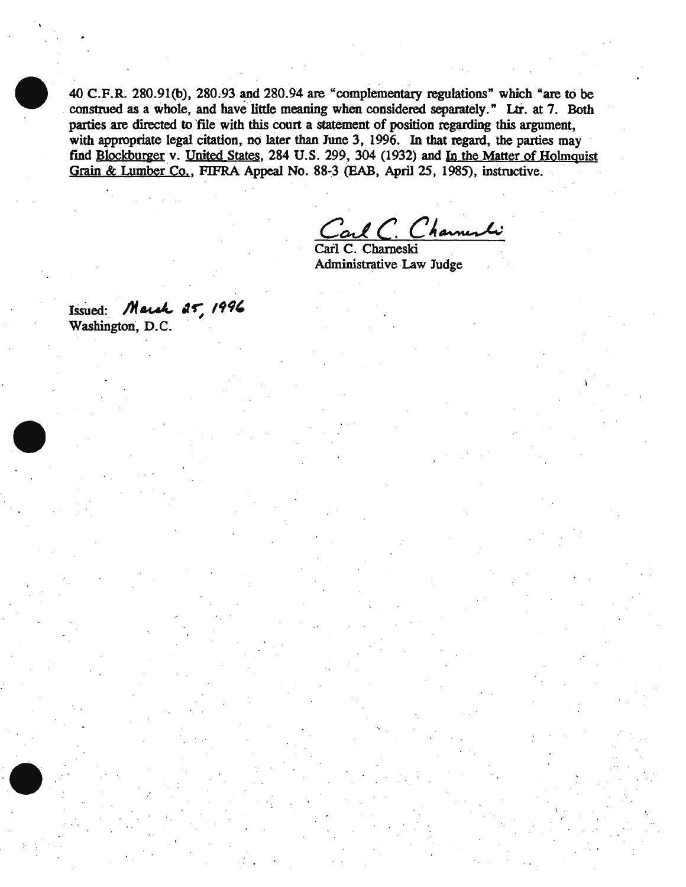40 C.F.R. 280.91(b), 280.93 and 280.94 are "complementary regulations" which "are to be construed as a whole, and have little meaning when considered separately." Ltr. at 7. Both parties are directed to file with this court a statement of position regarding this argument, with appropriate legal citation, no later than June 3, 1996. In that regard, the parties may find Blockburger v. United States, 284 U.S. 299, 304 (1932) and In the Matter of Holmquist Grain & Lumber Co., FIFRA Appeal No. 88-3 (EAB, April 25, 1985), instructive.

Carl C. Charneski
Administrative Law Judge

Issued: March 25, 1996
Washington, D.C.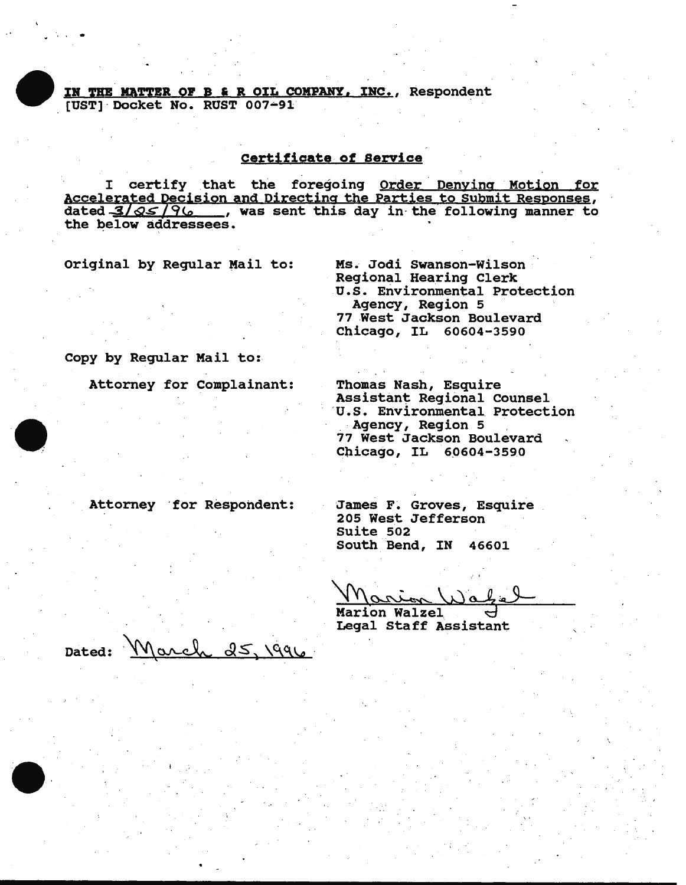**IN THE MATTER OF B & R OIL COMPANY, INC.**, Respondent
[UST] Docket No. RUST 007-91

## Certificate of Service

I certify that the foregoing Order Denying Motion for Accelerated Decision and Directing the Parties to Submit Responses, dated 3/25/96, was sent this day in the following manner to the below addressees.

Original by Regular Mail to:

Ms. Jodi Swanson-Wilson
Regional Hearing Clerk
U.S. Environmental Protection Agency, Region 5
77 West Jackson Boulevard
Chicago, IL 60604-3590

Copy by Regular Mail to:

Attorney for Complainant:

Thomas Nash, Esquire
Assistant Regional Counsel
U.S. Environmental Protection Agency, Region 5
77 West Jackson Boulevard
Chicago, IL 60604-3590

Attorney for Respondent:

James F. Groves, Esquire
205 West Jefferson
Suite 502
South Bend, IN 46601

Marion Walzel
Marion Walzel
Legal Staff Assistant

Dated: March 25, 1996